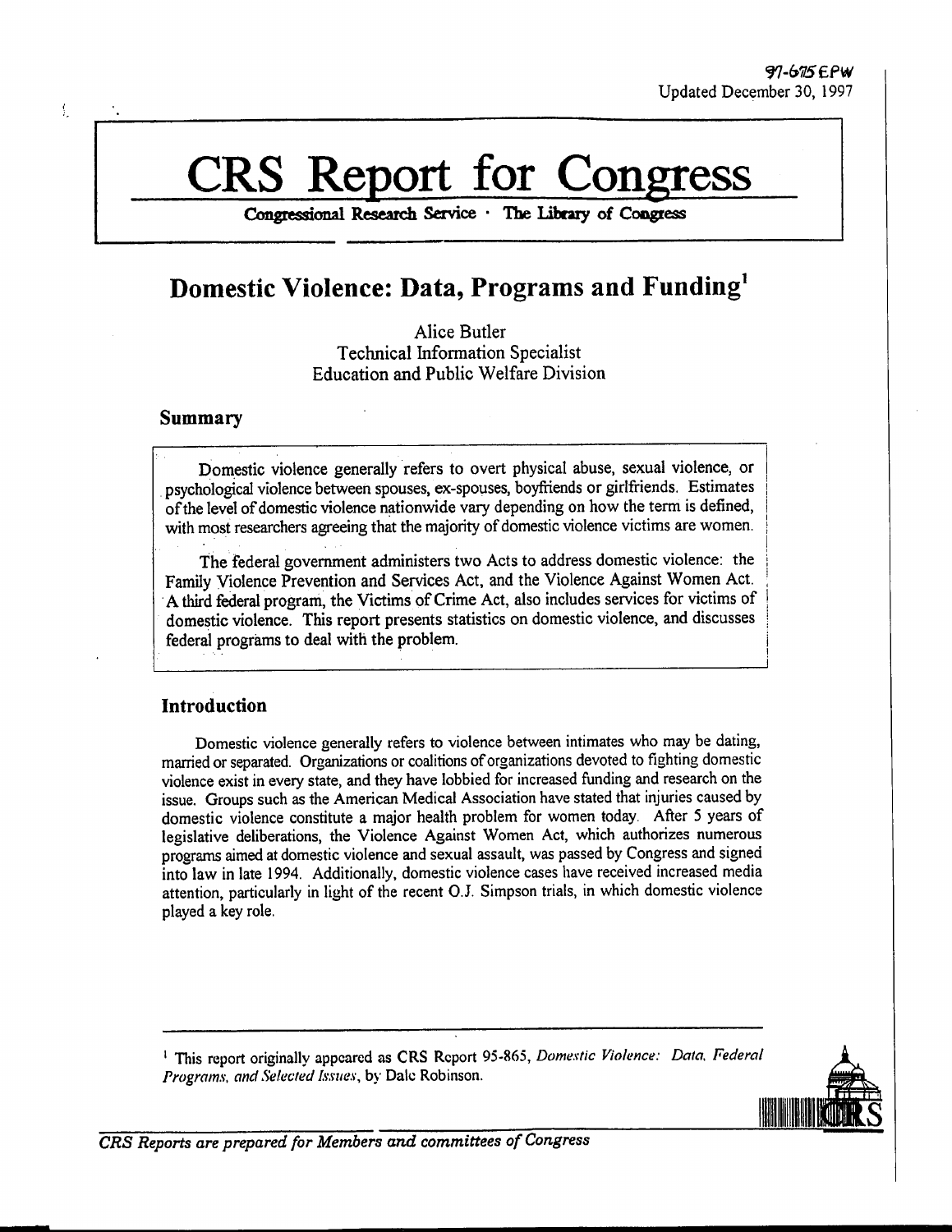97-675 EPW
Updated December 30, 1997

# CRS Report for Congress

**Congressional Research Service · The Library of Congress**

## Domestic Violence: Data, Programs and Funding[1]

Alice Butler
Technical Information Specialist
Education and Public Welfare Division

### Summary

Domestic violence generally refers to overt physical abuse, sexual violence, or psychological violence between spouses, ex-spouses, boyfriends or girlfriends. Estimates of the level of domestic violence nationwide vary depending on how the term is defined, with most researchers agreeing that the majority of domestic violence victims are women.

The federal government administers two Acts to address domestic violence: the Family Violence Prevention and Services Act, and the Violence Against Women Act. A third federal program, the Victims of Crime Act, also includes services for victims of domestic violence. This report presents statistics on domestic violence, and discusses federal programs to deal with the problem.

### Introduction

Domestic violence generally refers to violence between intimates who may be dating, married or separated. Organizations or coalitions of organizations devoted to fighting domestic violence exist in every state, and they have lobbied for increased funding and research on the issue. Groups such as the American Medical Association have stated that injuries caused by domestic violence constitute a major health problem for women today. After 5 years of legislative deliberations, the Violence Against Women Act, which authorizes numerous programs aimed at domestic violence and sexual assault, was passed by Congress and signed into law in late 1994. Additionally, domestic violence cases have received increased media attention, particularly in light of the recent O.J. Simpson trials, in which domestic violence played a key role.

---

[1] This report originally appeared as CRS Report 95-865, *Domestic Violence: Data, Federal Programs, and Selected Issues*, by Dale Robinson.

*CRS Reports are prepared for Members and committees of Congress*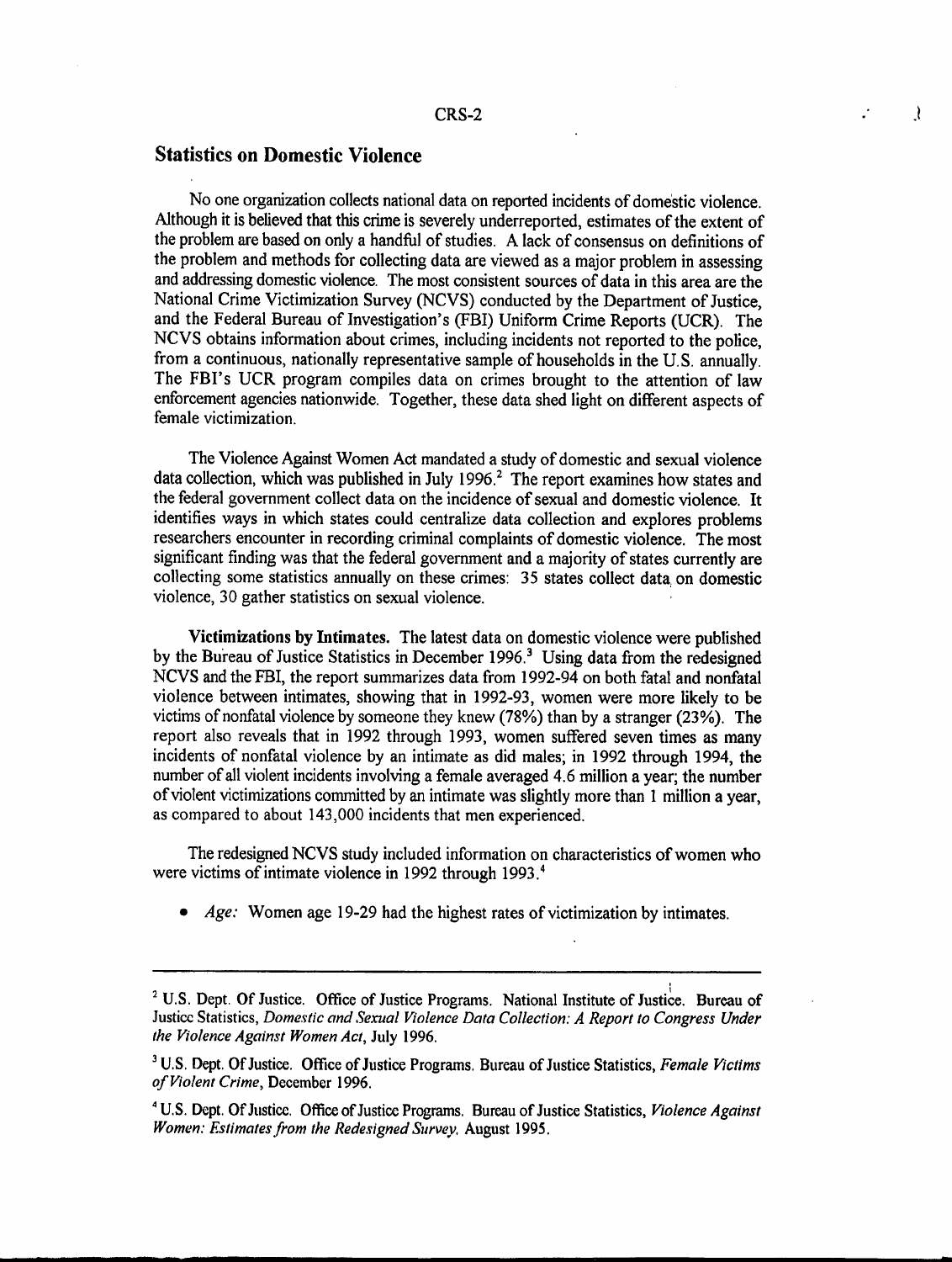## Statistics on Domestic Violence

No one organization collects national data on reported incidents of domestic violence. Although it is believed that this crime is severely underreported, estimates of the extent of the problem are based on only a handful of studies. A lack of consensus on definitions of the problem and methods for collecting data are viewed as a major problem in assessing and addressing domestic violence. The most consistent sources of data in this area are the National Crime Victimization Survey (NCVS) conducted by the Department of Justice, and the Federal Bureau of Investigation's (FBI) Uniform Crime Reports (UCR). The NCVS obtains information about crimes, including incidents not reported to the police, from a continuous, nationally representative sample of households in the U.S. annually. The FBI's UCR program compiles data on crimes brought to the attention of law enforcement agencies nationwide. Together, these data shed light on different aspects of female victimization.

The Violence Against Women Act mandated a study of domestic and sexual violence data collection, which was published in July 1996.[2] The report examines how states and the federal government collect data on the incidence of sexual and domestic violence. It identifies ways in which states could centralize data collection and explores problems researchers encounter in recording criminal complaints of domestic violence. The most significant finding was that the federal government and a majority of states currently are collecting some statistics annually on these crimes: 35 states collect data on domestic violence, 30 gather statistics on sexual violence.

**Victimizations by Intimates.** The latest data on domestic violence were published by the Bureau of Justice Statistics in December 1996.[3] Using data from the redesigned NCVS and the FBI, the report summarizes data from 1992-94 on both fatal and nonfatal violence between intimates, showing that in 1992-93, women were more likely to be victims of nonfatal violence by someone they knew (78%) than by a stranger (23%). The report also reveals that in 1992 through 1993, women suffered seven times as many incidents of nonfatal violence by an intimate as did males; in 1992 through 1994, the number of all violent incidents involving a female averaged 4.6 million a year; the number of violent victimizations committed by an intimate was slightly more than 1 million a year, as compared to about 143,000 incidents that men experienced.

The redesigned NCVS study included information on characteristics of women who were victims of intimate violence in 1992 through 1993.[4]

- *Age:* Women age 19-29 had the highest rates of victimization by intimates.

---

[2] U.S. Dept. Of Justice. Office of Justice Programs. National Institute of Justice. Bureau of Justice Statistics, *Domestic and Sexual Violence Data Collection: A Report to Congress Under the Violence Against Women Act*, July 1996.

[3] U.S. Dept. Of Justice. Office of Justice Programs. Bureau of Justice Statistics, *Female Victims of Violent Crime*, December 1996.

[4] U.S. Dept. Of Justice. Office of Justice Programs. Bureau of Justice Statistics, *Violence Against Women: Estimates from the Redesigned Survey*, August 1995.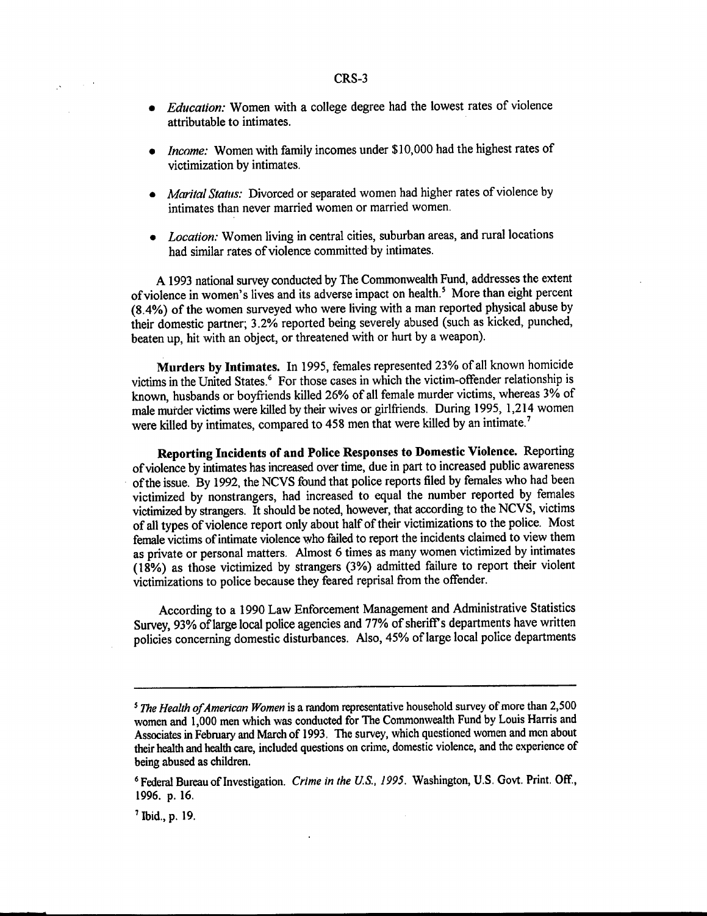- *Education:* Women with a college degree had the lowest rates of violence attributable to intimates.

- *Income:* Women with family incomes under $10,000 had the highest rates of victimization by intimates.

- *Marital Status:* Divorced or separated women had higher rates of violence by intimates than never married women or married women.

- *Location:* Women living in central cities, suburban areas, and rural locations had similar rates of violence committed by intimates.

A 1993 national survey conducted by The Commonwealth Fund, addresses the extent of violence in women's lives and its adverse impact on health.[5] More than eight percent (8.4%) of the women surveyed who were living with a man reported physical abuse by their domestic partner; 3.2% reported being severely abused (such as kicked, punched, beaten up, hit with an object, or threatened with or hurt by a weapon).

**Murders by Intimates.** In 1995, females represented 23% of all known homicide victims in the United States.[6] For those cases in which the victim-offender relationship is known, husbands or boyfriends killed 26% of all female murder victims, whereas 3% of male murder victims were killed by their wives or girlfriends. During 1995, 1,214 women were killed by intimates, compared to 458 men that were killed by an intimate.[7]

**Reporting Incidents of and Police Responses to Domestic Violence.** Reporting of violence by intimates has increased over time, due in part to increased public awareness of the issue. By 1992, the NCVS found that police reports filed by females who had been victimized by nonstrangers, had increased to equal the number reported by females victimized by strangers. It should be noted, however, that according to the NCVS, victims of all types of violence report only about half of their victimizations to the police. Most female victims of intimate violence who failed to report the incidents claimed to view them as private or personal matters. Almost 6 times as many women victimized by intimates (18%) as those victimized by strangers (3%) admitted failure to report their violent victimizations to police because they feared reprisal from the offender.

According to a 1990 Law Enforcement Management and Administrative Statistics Survey, 93% of large local police agencies and 77% of sheriff's departments have written policies concerning domestic disturbances. Also, 45% of large local police departments

---

[5] *The Health of American Women* is a random representative household survey of more than 2,500 women and 1,000 men which was conducted for The Commonwealth Fund by Louis Harris and Associates in February and March of 1993. The survey, which questioned women and men about their health and health care, included questions on crime, domestic violence, and the experience of being abused as children.

[6] Federal Bureau of Investigation. *Crime in the U.S., 1995.* Washington, U.S. Govt. Print. Off., 1996. p. 16.

[7] Ibid., p. 19.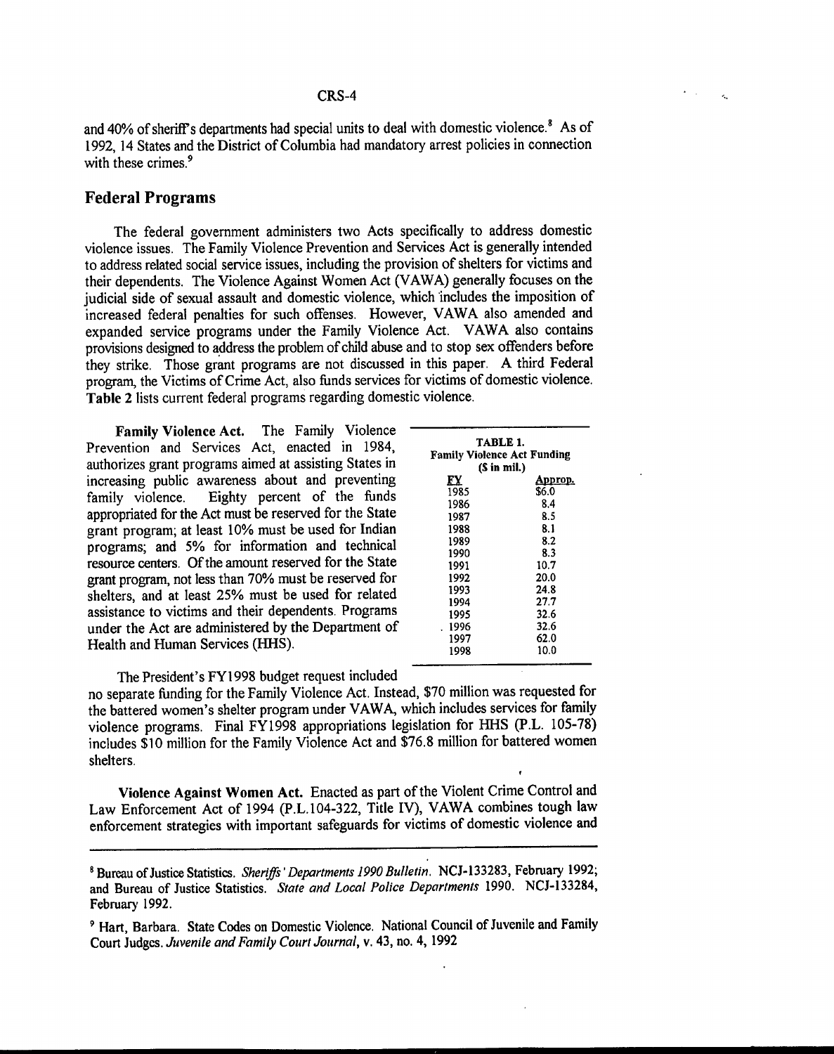and 40% of sheriff's departments had special units to deal with domestic violence.[8] As of 1992, 14 States and the District of Columbia had mandatory arrest policies in connection with these crimes.[9]

## Federal Programs

The federal government administers two Acts specifically to address domestic violence issues. The Family Violence Prevention and Services Act is generally intended to address related social service issues, including the provision of shelters for victims and their dependents. The Violence Against Women Act (VAWA) generally focuses on the judicial side of sexual assault and domestic violence, which includes the imposition of increased federal penalties for such offenses. However, VAWA also amended and expanded service programs under the Family Violence Act. VAWA also contains provisions designed to address the problem of child abuse and to stop sex offenders before they strike. Those grant programs are not discussed in this paper. A third Federal program, the Victims of Crime Act, also funds services for victims of domestic violence. **Table 2** lists current federal programs regarding domestic violence.

**Family Violence Act.** The Family Violence Prevention and Services Act, enacted in 1984, authorizes grant programs aimed at assisting States in increasing public awareness about and preventing family violence. Eighty percent of the funds appropriated for the Act must be reserved for the State grant program; at least 10% must be used for Indian programs; and 5% for information and technical resource centers. Of the amount reserved for the State grant program, not less than 70% must be reserved for shelters, and at least 25% must be used for related assistance to victims and their dependents. Programs under the Act are administered by the Department of Health and Human Services (HHS).

**TABLE 1. Family Violence Act Funding ($ in mil.)**

| FY | Approp. |
|---|---|
| 1985 | $6.0 |
| 1986 | 8.4 |
| 1987 | 8.5 |
| 1988 | 8.1 |
| 1989 | 8.2 |
| 1990 | 8.3 |
| 1991 | 10.7 |
| 1992 | 20.0 |
| 1993 | 24.8 |
| 1994 | 27.7 |
| 1995 | 32.6 |
| 1996 | 32.6 |
| 1997 | 62.0 |
| 1998 | 10.0 |

The President's FY1998 budget request included no separate funding for the Family Violence Act. Instead, $70 million was requested for the battered women's shelter program under VAWA, which includes services for family violence programs. Final FY1998 appropriations legislation for HHS (P.L. 105-78) includes $10 million for the Family Violence Act and $76.8 million for battered women shelters.

**Violence Against Women Act.** Enacted as part of the Violent Crime Control and Law Enforcement Act of 1994 (P.L.104-322, Title IV), VAWA combines tough law enforcement strategies with important safeguards for victims of domestic violence and

---

[8] Bureau of Justice Statistics. *Sheriffs' Departments 1990 Bulletin.* NCJ-133283, February 1992; and Bureau of Justice Statistics. *State and Local Police Departments* 1990. NCJ-133284, February 1992.

[9] Hart, Barbara. State Codes on Domestic Violence. National Council of Juvenile and Family Court Judges. *Juvenile and Family Court Journal*, v. 43, no. 4, 1992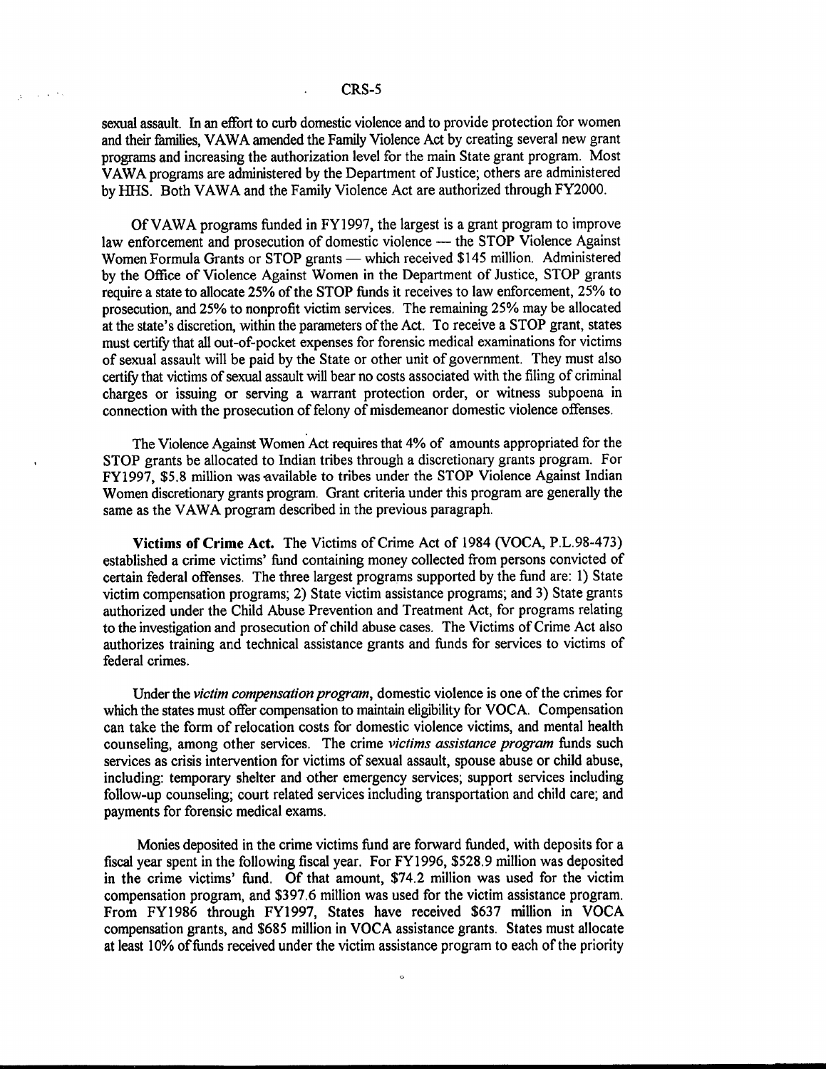sexual assault. In an effort to curb domestic violence and to provide protection for women and their families, VAWA amended the Family Violence Act by creating several new grant programs and increasing the authorization level for the main State grant program. Most VAWA programs are administered by the Department of Justice; others are administered by HHS. Both VAWA and the Family Violence Act are authorized through FY2000.

Of VAWA programs funded in FY1997, the largest is a grant program to improve law enforcement and prosecution of domestic violence — the STOP Violence Against Women Formula Grants or STOP grants — which received $145 million. Administered by the Office of Violence Against Women in the Department of Justice, STOP grants require a state to allocate 25% of the STOP funds it receives to law enforcement, 25% to prosecution, and 25% to nonprofit victim services. The remaining 25% may be allocated at the state's discretion, within the parameters of the Act. To receive a STOP grant, states must certify that all out-of-pocket expenses for forensic medical examinations for victims of sexual assault will be paid by the State or other unit of government. They must also certify that victims of sexual assault will bear no costs associated with the filing of criminal charges or issuing or serving a warrant protection order, or witness subpoena in connection with the prosecution of felony of misdemeanor domestic violence offenses.

The Violence Against Women Act requires that 4% of amounts appropriated for the STOP grants be allocated to Indian tribes through a discretionary grants program. For FY1997, $5.8 million was available to tribes under the STOP Violence Against Indian Women discretionary grants program. Grant criteria under this program are generally the same as the VAWA program described in the previous paragraph.

**Victims of Crime Act.** The Victims of Crime Act of 1984 (VOCA, P.L.98-473) established a crime victims' fund containing money collected from persons convicted of certain federal offenses. The three largest programs supported by the fund are: 1) State victim compensation programs; 2) State victim assistance programs; and 3) State grants authorized under the Child Abuse Prevention and Treatment Act, for programs relating to the investigation and prosecution of child abuse cases. The Victims of Crime Act also authorizes training and technical assistance grants and funds for services to victims of federal crimes.

Under the *victim compensation program*, domestic violence is one of the crimes for which the states must offer compensation to maintain eligibility for VOCA. Compensation can take the form of relocation costs for domestic violence victims, and mental health counseling, among other services. The crime *victims assistance program* funds such services as crisis intervention for victims of sexual assault, spouse abuse or child abuse, including: temporary shelter and other emergency services; support services including follow-up counseling; court related services including transportation and child care; and payments for forensic medical exams.

Monies deposited in the crime victims fund are forward funded, with deposits for a fiscal year spent in the following fiscal year. For FY1996, $528.9 million was deposited in the crime victims' fund. Of that amount, $74.2 million was used for the victim compensation program, and $397.6 million was used for the victim assistance program. From FY1986 through FY1997, States have received $637 million in VOCA compensation grants, and $685 million in VOCA assistance grants. States must allocate at least 10% of funds received under the victim assistance program to each of the priority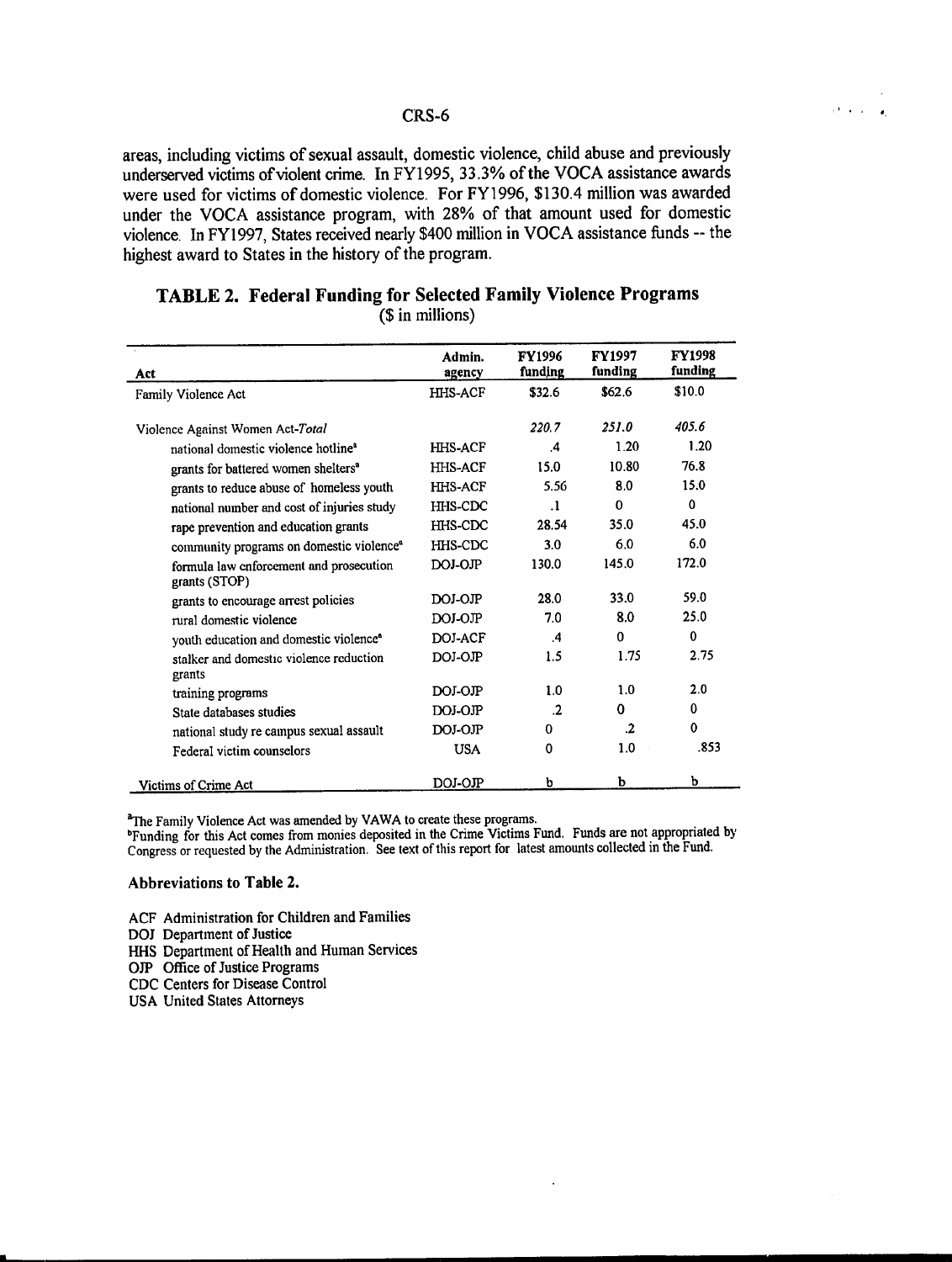areas, including victims of sexual assault, domestic violence, child abuse and previously underserved victims of violent crime. In FY1995, 33.3% of the VOCA assistance awards were used for victims of domestic violence. For FY1996, $130.4 million was awarded under the VOCA assistance program, with 28% of that amount used for domestic violence. In FY1997, States received nearly $400 million in VOCA assistance funds -- the highest award to States in the history of the program.

## TABLE 2. Federal Funding for Selected Family Violence Programs

($ in millions)

| Act | Admin. agency | FY1996 funding | FY1997 funding | FY1998 funding |
|---|---|---|---|---|
| Family Violence Act | HHS-ACF | $32.6 | $62.6 | $10.0 |
| Violence Against Women Act-*Total* | | *220.7* | *251.0* | *405.6* |
| national domestic violence hotline[a] | HHS-ACF | .4 | 1.20 | 1.20 |
| grants for battered women shelters[a] | HHS-ACF | 15.0 | 10.80 | 76.8 |
| grants to reduce abuse of homeless youth | HHS-ACF | 5.56 | 8.0 | 15.0 |
| national number and cost of injuries study | HHS-CDC | .1 | 0 | 0 |
| rape prevention and education grants | HHS-CDC | 28.54 | 35.0 | 45.0 |
| community programs on domestic violence[a] | HHS-CDC | 3.0 | 6.0 | 6.0 |
| formula law enforcement and prosecution grants (STOP) | DOJ-OJP | 130.0 | 145.0 | 172.0 |
| grants to encourage arrest policies | DOJ-OJP | 28.0 | 33.0 | 59.0 |
| rural domestic violence | DOJ-OJP | 7.0 | 8.0 | 25.0 |
| youth education and domestic violence[a] | DOJ-ACF | .4 | 0 | 0 |
| stalker and domestic violence reduction grants | DOJ-OJP | 1.5 | 1.75 | 2.75 |
| training programs | DOJ-OJP | 1.0 | 1.0 | 2.0 |
| State databases studies | DOJ-OJP | .2 | 0 | 0 |
| national study re campus sexual assault | DOJ-OJP | 0 | .2 | 0 |
| Federal victim counselors | USA | 0 | 1.0 | .853 |
| Victims of Crime Act | DOJ-OJP | b | b | b |

[a]The Family Violence Act was amended by VAWA to create these programs.
[b]Funding for this Act comes from monies deposited in the Crime Victims Fund. Funds are not appropriated by Congress or requested by the Administration. See text of this report for latest amounts collected in the Fund.

### Abbreviations to Table 2.

ACF Administration for Children and Families
DOJ Department of Justice
HHS Department of Health and Human Services
OJP Office of Justice Programs
CDC Centers for Disease Control
USA United States Attorneys